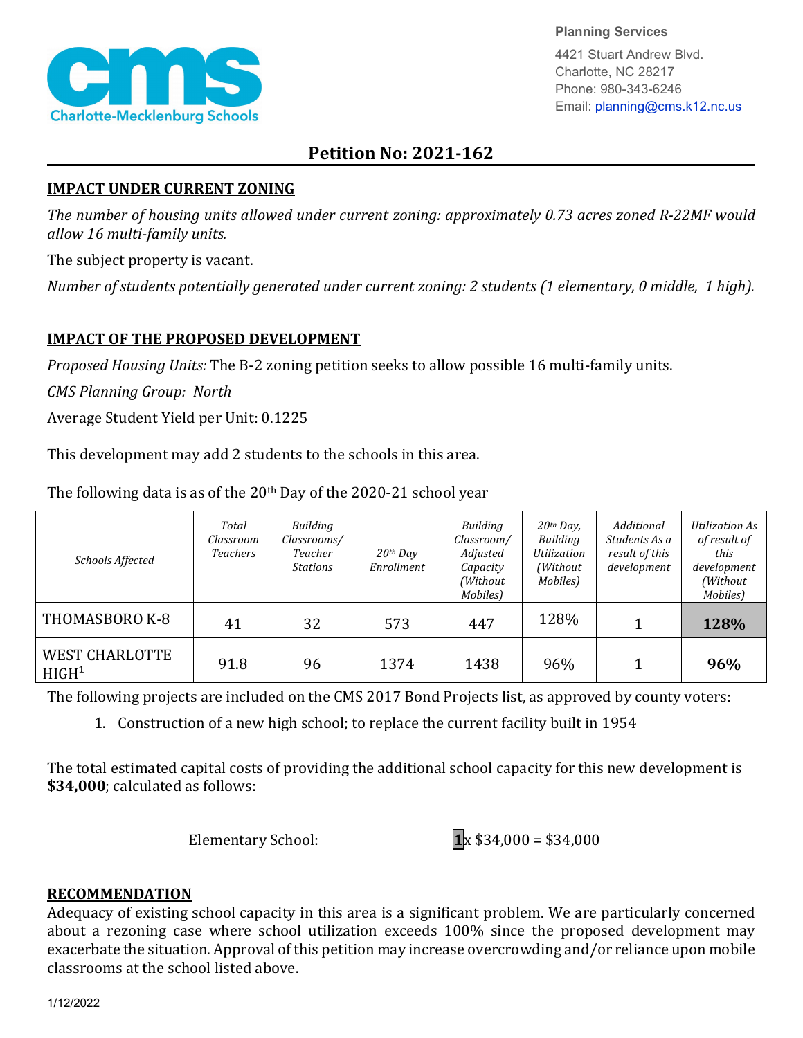Planning Services
4421 Stuart Andrew Blvd.
Charlotte, NC 28217
Phone: 980-343-6246
Email: planning@cms.k12.nc.us

# Petition No: 2021-162

## IMPACT UNDER CURRENT ZONING

*The number of housing units allowed under current zoning: approximately 0.73 acres zoned R-22MF would allow 16 multi-family units.*

The subject property is vacant.

*Number of students potentially generated under current zoning: 2 students (1 elementary, 0 middle, 1 high).*

## IMPACT OF THE PROPOSED DEVELOPMENT

*Proposed Housing Units:* The B-2 zoning petition seeks to allow possible 16 multi-family units.

*CMS Planning Group:* North

Average Student Yield per Unit: 0.1225

This development may add 2 students to the schools in this area.

The following data is as of the 20th Day of the 2020-21 school year

| *Schools Affected* | *Total Classroom Teachers* | *Building Classrooms/ Teacher Stations* | *20th Day Enrollment* | *Building Classroom/ Adjusted Capacity (Without Mobiles)* | *20th Day, Building Utilization (Without Mobiles)* | *Additional Students As a result of this development* | *Utilization As of result of this development (Without Mobiles)* |
|---|---|---|---|---|---|---|---|
| THOMASBORO K-8 | 41 | 32 | 573 | 447 | 128% | 1 | **128%** |
| WEST CHARLOTTE HIGH[1] | 91.8 | 96 | 1374 | 1438 | 96% | 1 | **96%** |

The following projects are included on the CMS 2017 Bond Projects list, as approved by county voters:

1. Construction of a new high school; to replace the current facility built in 1954

The total estimated capital costs of providing the additional school capacity for this new development is **$34,000**; calculated as follows:

Elementary School: **1** x $34,000 = $34,000

## RECOMMENDATION

Adequacy of existing school capacity in this area is a significant problem. We are particularly concerned about a rezoning case where school utilization exceeds 100% since the proposed development may exacerbate the situation. Approval of this petition may increase overcrowding and/or reliance upon mobile classrooms at the school listed above.

1/12/2022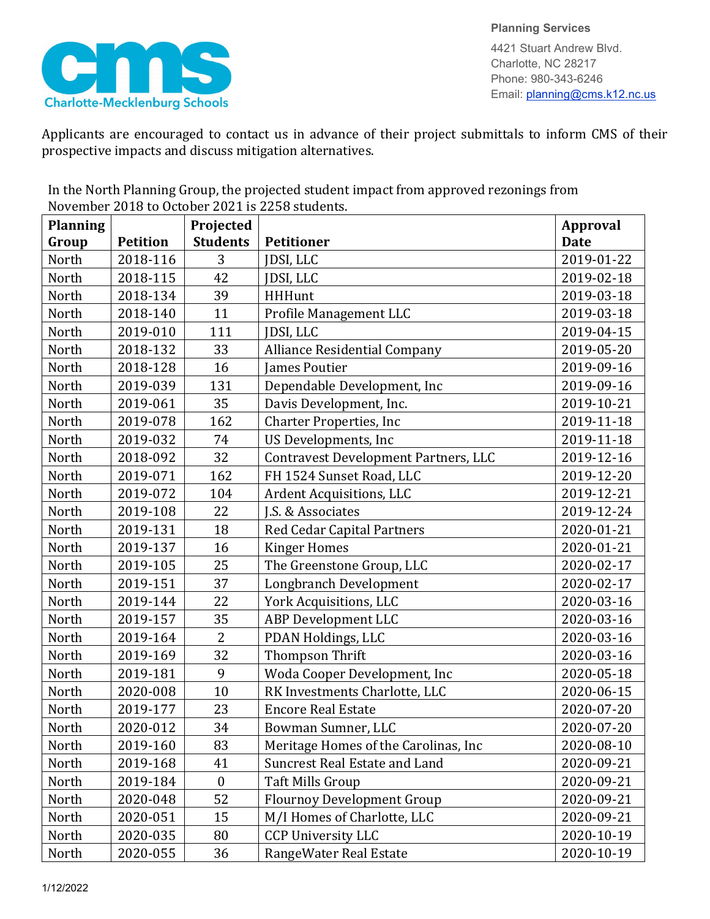Planning Services

4421 Stuart Andrew Blvd.
Charlotte, NC 28217
Phone: 980-343-6246
Email: planning@cms.k12.nc.us

Applicants are encouraged to contact us in advance of their project submittals to inform CMS of their prospective impacts and discuss mitigation alternatives.

In the North Planning Group, the projected student impact from approved rezonings from November 2018 to October 2021 is 2258 students.

| Planning Group | Petition | Projected Students | Petitioner | Approval Date |
|---|---|---|---|---|
| North | 2018-116 | 3 | JDSI, LLC | 2019-01-22 |
| North | 2018-115 | 42 | JDSI, LLC | 2019-02-18 |
| North | 2018-134 | 39 | HHHunt | 2019-03-18 |
| North | 2018-140 | 11 | Profile Management LLC | 2019-03-18 |
| North | 2019-010 | 111 | JDSI, LLC | 2019-04-15 |
| North | 2018-132 | 33 | Alliance Residential Company | 2019-05-20 |
| North | 2018-128 | 16 | James Poutier | 2019-09-16 |
| North | 2019-039 | 131 | Dependable Development, Inc | 2019-09-16 |
| North | 2019-061 | 35 | Davis Development, Inc. | 2019-10-21 |
| North | 2019-078 | 162 | Charter Properties, Inc | 2019-11-18 |
| North | 2019-032 | 74 | US Developments, Inc | 2019-11-18 |
| North | 2018-092 | 32 | Contravest Development Partners, LLC | 2019-12-16 |
| North | 2019-071 | 162 | FH 1524 Sunset Road, LLC | 2019-12-20 |
| North | 2019-072 | 104 | Ardent Acquisitions, LLC | 2019-12-21 |
| North | 2019-108 | 22 | J.S. & Associates | 2019-12-24 |
| North | 2019-131 | 18 | Red Cedar Capital Partners | 2020-01-21 |
| North | 2019-137 | 16 | Kinger Homes | 2020-01-21 |
| North | 2019-105 | 25 | The Greenstone Group, LLC | 2020-02-17 |
| North | 2019-151 | 37 | Longbranch Development | 2020-02-17 |
| North | 2019-144 | 22 | York Acquisitions, LLC | 2020-03-16 |
| North | 2019-157 | 35 | ABP Development LLC | 2020-03-16 |
| North | 2019-164 | 2 | PDAN Holdings, LLC | 2020-03-16 |
| North | 2019-169 | 32 | Thompson Thrift | 2020-03-16 |
| North | 2019-181 | 9 | Woda Cooper Development, Inc | 2020-05-18 |
| North | 2020-008 | 10 | RK Investments Charlotte, LLC | 2020-06-15 |
| North | 2019-177 | 23 | Encore Real Estate | 2020-07-20 |
| North | 2020-012 | 34 | Bowman Sumner, LLC | 2020-07-20 |
| North | 2019-160 | 83 | Meritage Homes of the Carolinas, Inc | 2020-08-10 |
| North | 2019-168 | 41 | Suncrest Real Estate and Land | 2020-09-21 |
| North | 2019-184 | 0 | Taft Mills Group | 2020-09-21 |
| North | 2020-048 | 52 | Flournoy Development Group | 2020-09-21 |
| North | 2020-051 | 15 | M/I Homes of Charlotte, LLC | 2020-09-21 |
| North | 2020-035 | 80 | CCP University LLC | 2020-10-19 |
| North | 2020-055 | 36 | RangeWater Real Estate | 2020-10-19 |

1/12/2022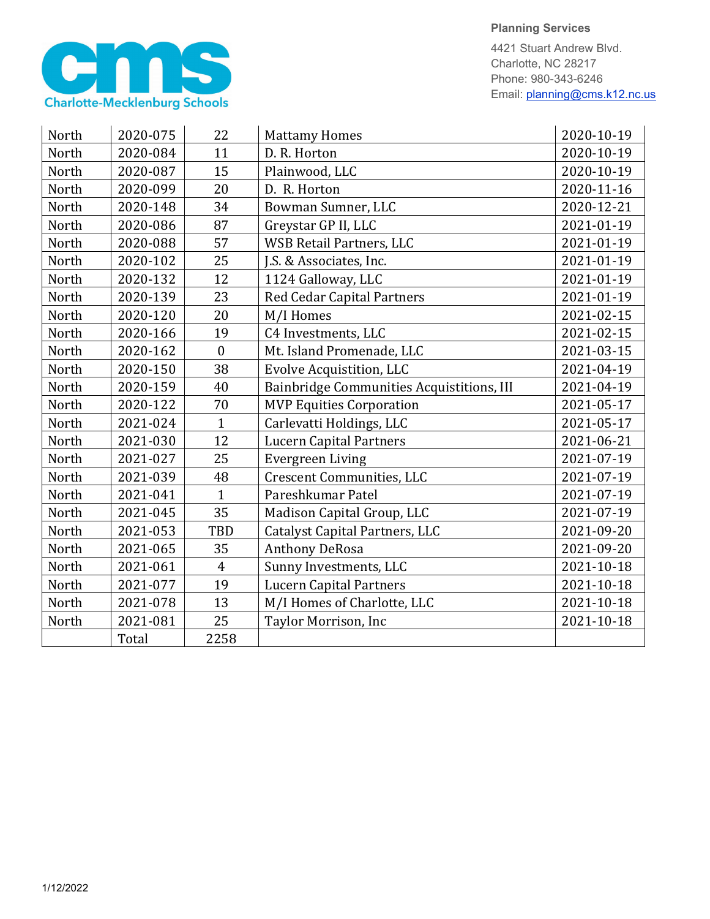Planning Services

4421 Stuart Andrew Blvd.
Charlotte, NC 28217
Phone: 980-343-6246
Email: planning@cms.k12.nc.us

| | | | | |
|---|---|---|---|---|
| North | 2020-075 | 22 | Mattamy Homes | 2020-10-19 |
| North | 2020-084 | 11 | D. R. Horton | 2020-10-19 |
| North | 2020-087 | 15 | Plainwood, LLC | 2020-10-19 |
| North | 2020-099 | 20 | D. R. Horton | 2020-11-16 |
| North | 2020-148 | 34 | Bowman Sumner, LLC | 2020-12-21 |
| North | 2020-086 | 87 | Greystar GP II, LLC | 2021-01-19 |
| North | 2020-088 | 57 | WSB Retail Partners, LLC | 2021-01-19 |
| North | 2020-102 | 25 | J.S. & Associates, Inc. | 2021-01-19 |
| North | 2020-132 | 12 | 1124 Galloway, LLC | 2021-01-19 |
| North | 2020-139 | 23 | Red Cedar Capital Partners | 2021-01-19 |
| North | 2020-120 | 20 | M/I Homes | 2021-02-15 |
| North | 2020-166 | 19 | C4 Investments, LLC | 2021-02-15 |
| North | 2020-162 | 0 | Mt. Island Promenade, LLC | 2021-03-15 |
| North | 2020-150 | 38 | Evolve Acquistition, LLC | 2021-04-19 |
| North | 2020-159 | 40 | Bainbridge Communities Acquistitions, III | 2021-04-19 |
| North | 2020-122 | 70 | MVP Equities Corporation | 2021-05-17 |
| North | 2021-024 | 1 | Carlevatti Holdings, LLC | 2021-05-17 |
| North | 2021-030 | 12 | Lucern Capital Partners | 2021-06-21 |
| North | 2021-027 | 25 | Evergreen Living | 2021-07-19 |
| North | 2021-039 | 48 | Crescent Communities, LLC | 2021-07-19 |
| North | 2021-041 | 1 | Pareshkumar Patel | 2021-07-19 |
| North | 2021-045 | 35 | Madison Capital Group, LLC | 2021-07-19 |
| North | 2021-053 | TBD | Catalyst Capital Partners, LLC | 2021-09-20 |
| North | 2021-065 | 35 | Anthony DeRosa | 2021-09-20 |
| North | 2021-061 | 4 | Sunny Investments, LLC | 2021-10-18 |
| North | 2021-077 | 19 | Lucern Capital Partners | 2021-10-18 |
| North | 2021-078 | 13 | M/I Homes of Charlotte, LLC | 2021-10-18 |
| North | 2021-081 | 25 | Taylor Morrison, Inc | 2021-10-18 |
| | Total | 2258 | | |

1/12/2022